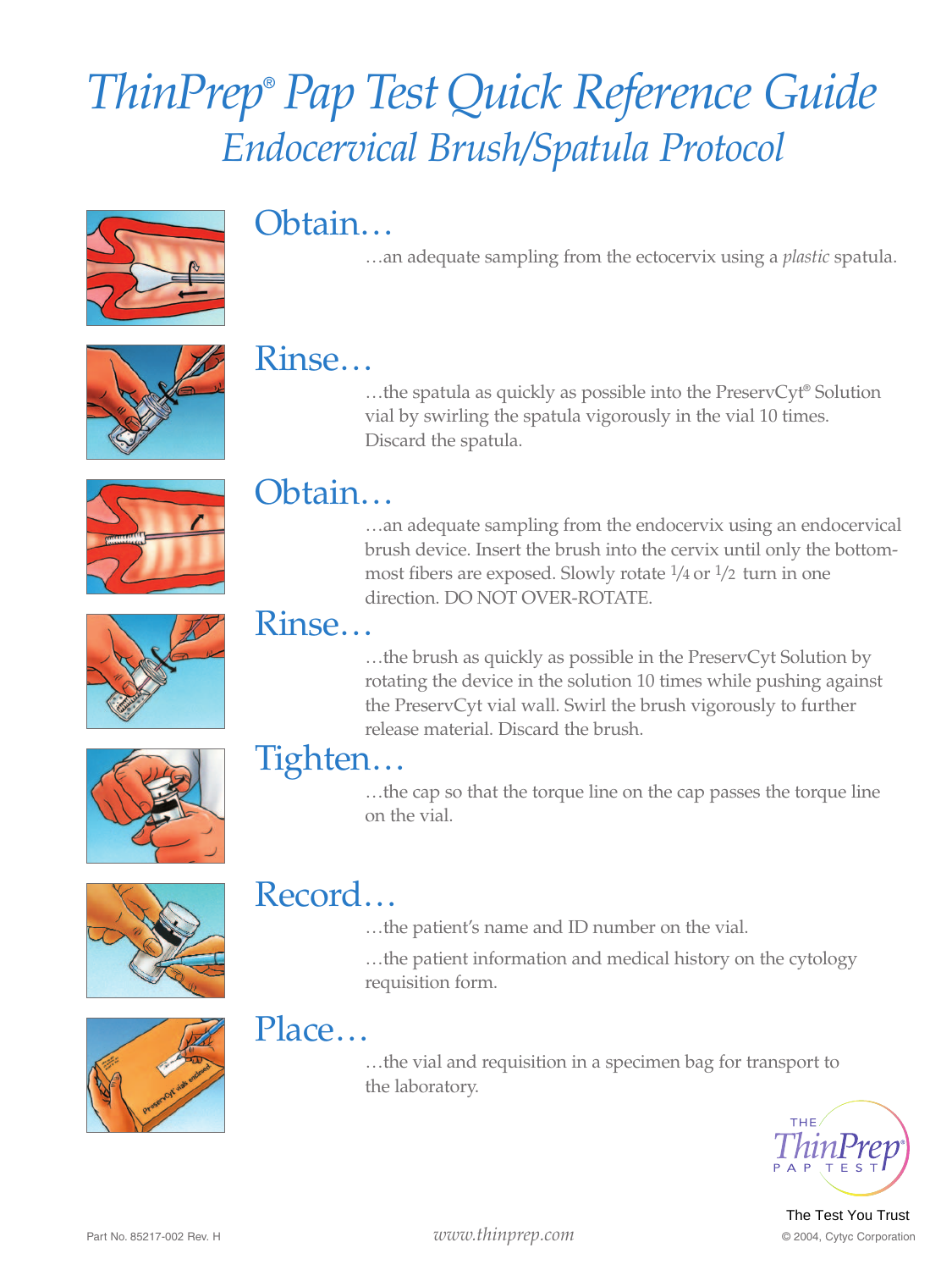# ThinPrep® Pap Test Quick Reference Guide

## Endocervical Brush/Spatula Protocol

### Obtain…

…an adequate sampling from the ectocervix using a *plastic* spatula.

### Rinse…

…the spatula as quickly as possible into the PreservCyt® Solution vial by swirling the spatula vigorously in the vial 10 times. Discard the spatula.

### Obtain…

…an adequate sampling from the endocervix using an endocervical brush device. Insert the brush into the cervix until only the bottom-most fibers are exposed. Slowly rotate 1/4 or 1/2 turn in one direction. DO NOT OVER-ROTATE.

### Rinse…

…the brush as quickly as possible in the PreservCyt Solution by rotating the device in the solution 10 times while pushing against the PreservCyt vial wall. Swirl the brush vigorously to further release material. Discard the brush.

### Tighten…

…the cap so that the torque line on the cap passes the torque line on the vial.

### Record…

…the patient's name and ID number on the vial.

…the patient information and medical history on the cytology requisition form.

### Place…

…the vial and requisition in a specimen bag for transport to the laboratory.

THE ThinPrep® PAP TEST

The Test You Trust

Part No. 85217-002 Rev. H

*www.thinprep.com*

© 2004, Cytyc Corporation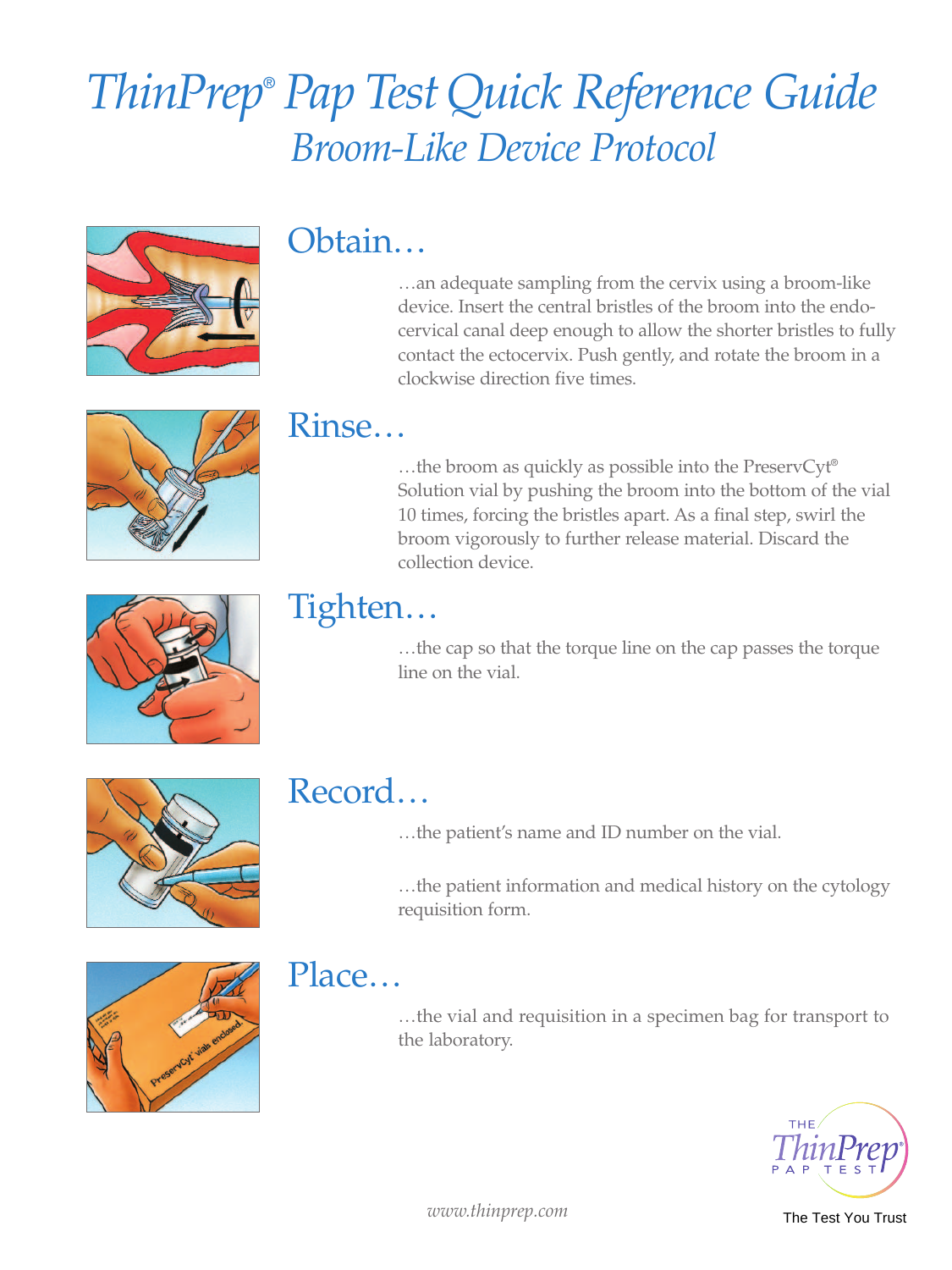# *ThinPrep® Pap Test Quick Reference Guide*

## *Broom-Like Device Protocol*

## Obtain…

…an adequate sampling from the cervix using a broom-like device. Insert the central bristles of the broom into the endocervical canal deep enough to allow the shorter bristles to fully contact the ectocervix. Push gently, and rotate the broom in a clockwise direction five times.

## Rinse…

…the broom as quickly as possible into the PreservCyt® Solution vial by pushing the broom into the bottom of the vial 10 times, forcing the bristles apart. As a final step, swirl the broom vigorously to further release material. Discard the collection device.

## Tighten…

…the cap so that the torque line on the cap passes the torque line on the vial.

## Record…

…the patient's name and ID number on the vial.

…the patient information and medical history on the cytology requisition form.

## Place…

…the vial and requisition in a specimen bag for transport to the laboratory.

*www.thinprep.com*

THE ThinPrep® PAP TEST

The Test You Trust